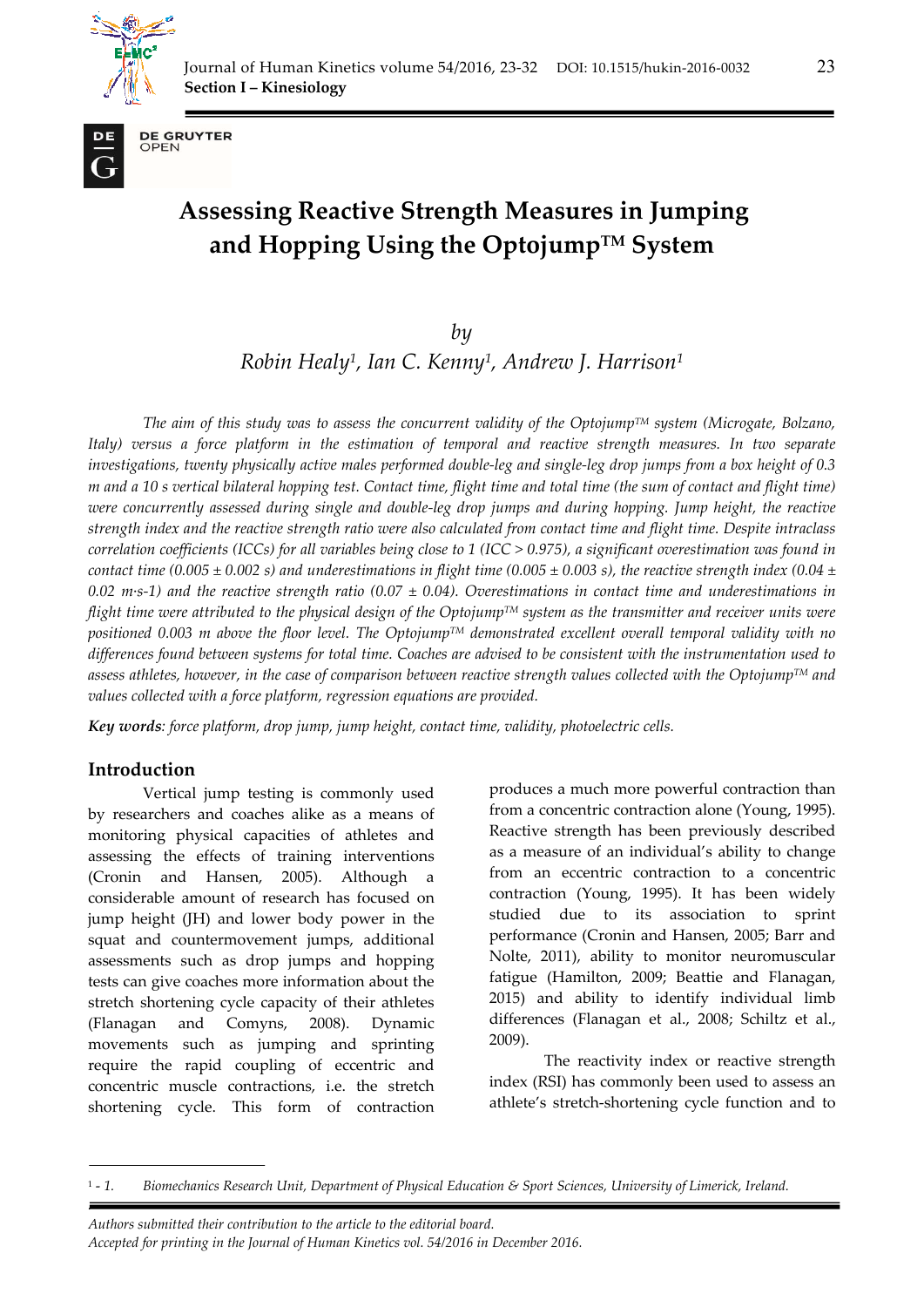# Assessing Reactive Strength Measures in Jumping and Hopping Using the Optojump™ System

*by*

*Robin Healy[1], Ian C. Kenny[1], Andrew J. Harrison[1]*

*The aim of this study was to assess the concurrent validity of the Optojump™ system (Microgate, Bolzano, Italy) versus a force platform in the estimation of temporal and reactive strength measures. In two separate investigations, twenty physically active males performed double-leg and single-leg drop jumps from a box height of 0.3 m and a 10 s vertical bilateral hopping test. Contact time, flight time and total time (the sum of contact and flight time) were concurrently assessed during single and double-leg drop jumps and during hopping. Jump height, the reactive strength index and the reactive strength ratio were also calculated from contact time and flight time. Despite intraclass correlation coefficients (ICCs) for all variables being close to 1 (ICC > 0.975), a significant overestimation was found in contact time (0.005 ± 0.002 s) and underestimations in flight time (0.005 ± 0.003 s), the reactive strength index (0.04 ± 0.02 m·s-1) and the reactive strength ratio (0.07 ± 0.04). Overestimations in contact time and underestimations in flight time were attributed to the physical design of the Optojump™ system as the transmitter and receiver units were positioned 0.003 m above the floor level. The Optojump™ demonstrated excellent overall temporal validity with no differences found between systems for total time. Coaches are advised to be consistent with the instrumentation used to assess athletes, however, in the case of comparison between reactive strength values collected with the Optojump™ and values collected with a force platform, regression equations are provided.*

***Key words**: force platform, drop jump, jump height, contact time, validity, photoelectric cells.*

## Introduction

Vertical jump testing is commonly used by researchers and coaches alike as a means of monitoring physical capacities of athletes and assessing the effects of training interventions (Cronin and Hansen, 2005). Although a considerable amount of research has focused on jump height (JH) and lower body power in the squat and countermovement jumps, additional assessments such as drop jumps and hopping tests can give coaches more information about the stretch shortening cycle capacity of their athletes (Flanagan and Comyns, 2008). Dynamic movements such as jumping and sprinting require the rapid coupling of eccentric and concentric muscle contractions, i.e. the stretch shortening cycle. This form of contraction produces a much more powerful contraction than from a concentric contraction alone (Young, 1995). Reactive strength has been previously described as a measure of an individual's ability to change from an eccentric contraction to a concentric contraction (Young, 1995). It has been widely studied due to its association to sprint performance (Cronin and Hansen, 2005; Barr and Nolte, 2011), ability to monitor neuromuscular fatigue (Hamilton, 2009; Beattie and Flanagan, 2015) and ability to identify individual limb differences (Flanagan et al., 2008; Schiltz et al., 2009).

The reactivity index or reactive strength index (RSI) has commonly been used to assess an athlete's stretch-shortening cycle function and to

---

[1] - *1. Biomechanics Research Unit, Department of Physical Education & Sport Sciences, University of Limerick, Ireland.*

*Authors submitted their contribution to the article to the editorial board.*
*Accepted for printing in the Journal of Human Kinetics vol. 54/2016 in December 2016.*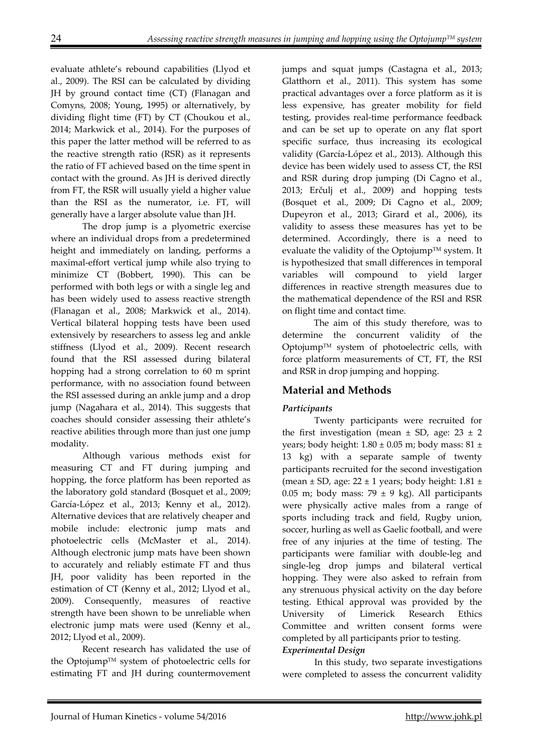evaluate athlete's rebound capabilities (Llyod et al., 2009). The RSI can be calculated by dividing JH by ground contact time (CT) (Flanagan and Comyns, 2008; Young, 1995) or alternatively, by dividing flight time (FT) by CT (Choukou et al., 2014; Markwick et al., 2014). For the purposes of this paper the latter method will be referred to as the reactive strength ratio (RSR) as it represents the ratio of FT achieved based on the time spent in contact with the ground. As JH is derived directly from FT, the RSR will usually yield a higher value than the RSI as the numerator, i.e. FT, will generally have a larger absolute value than JH.

The drop jump is a plyometric exercise where an individual drops from a predetermined height and immediately on landing, performs a maximal-effort vertical jump while also trying to minimize CT (Bobbert, 1990). This can be performed with both legs or with a single leg and has been widely used to assess reactive strength (Flanagan et al., 2008; Markwick et al., 2014). Vertical bilateral hopping tests have been used extensively by researchers to assess leg and ankle stiffness (Llyod et al., 2009). Recent research found that the RSI assessed during bilateral hopping had a strong correlation to 60 m sprint performance, with no association found between the RSI assessed during an ankle jump and a drop jump (Nagahara et al., 2014). This suggests that coaches should consider assessing their athlete's reactive abilities through more than just one jump modality.

Although various methods exist for measuring CT and FT during jumping and hopping, the force platform has been reported as the laboratory gold standard (Bosquet et al., 2009; García-López et al., 2013; Kenny et al., 2012). Alternative devices that are relatively cheaper and mobile include: electronic jump mats and photoelectric cells (McMaster et al., 2014). Although electronic jump mats have been shown to accurately and reliably estimate FT and thus JH, poor validity has been reported in the estimation of CT (Kenny et al., 2012; Llyod et al., 2009). Consequently, measures of reactive strength have been shown to be unreliable when electronic jump mats were used (Kenny et al., 2012; Llyod et al., 2009).

Recent research has validated the use of the Optojump™ system of photoelectric cells for estimating FT and JH during countermovement jumps and squat jumps (Castagna et al., 2013; Glatthorn et al., 2011). This system has some practical advantages over a force platform as it is less expensive, has greater mobility for field testing, provides real-time performance feedback and can be set up to operate on any flat sport specific surface, thus increasing its ecological validity (García-López et al., 2013). Although this device has been widely used to assess CT, the RSI and RSR during drop jumping (Di Cagno et al., 2013; Erčulj et al., 2009) and hopping tests (Bosquet et al., 2009; Di Cagno et al., 2009; Dupeyron et al., 2013; Girard et al., 2006), its validity to assess these measures has yet to be determined. Accordingly, there is a need to evaluate the validity of the Optojump™ system. It is hypothesized that small differences in temporal variables will compound to yield larger differences in reactive strength measures due to the mathematical dependence of the RSI and RSR on flight time and contact time.

The aim of this study therefore, was to determine the concurrent validity of the Optojump™ system of photoelectric cells, with force platform measurements of CT, FT, the RSI and RSR in drop jumping and hopping.

## Material and Methods

### *Participants*

Twenty participants were recruited for the first investigation (mean ± SD, age: 23 ± 2 years; body height: 1.80 ± 0.05 m; body mass: 81 ± 13 kg) with a separate sample of twenty participants recruited for the second investigation (mean ± SD, age: 22 ± 1 years; body height: 1.81 ± 0.05 m; body mass: 79 ± 9 kg). All participants were physically active males from a range of sports including track and field, Rugby union, soccer, hurling as well as Gaelic football, and were free of any injuries at the time of testing. The participants were familiar with double-leg and single-leg drop jumps and bilateral vertical hopping. They were also asked to refrain from any strenuous physical activity on the day before testing. Ethical approval was provided by the University of Limerick Research Ethics Committee and written consent forms were completed by all participants prior to testing.

### *Experimental Design*

In this study, two separate investigations were completed to assess the concurrent validity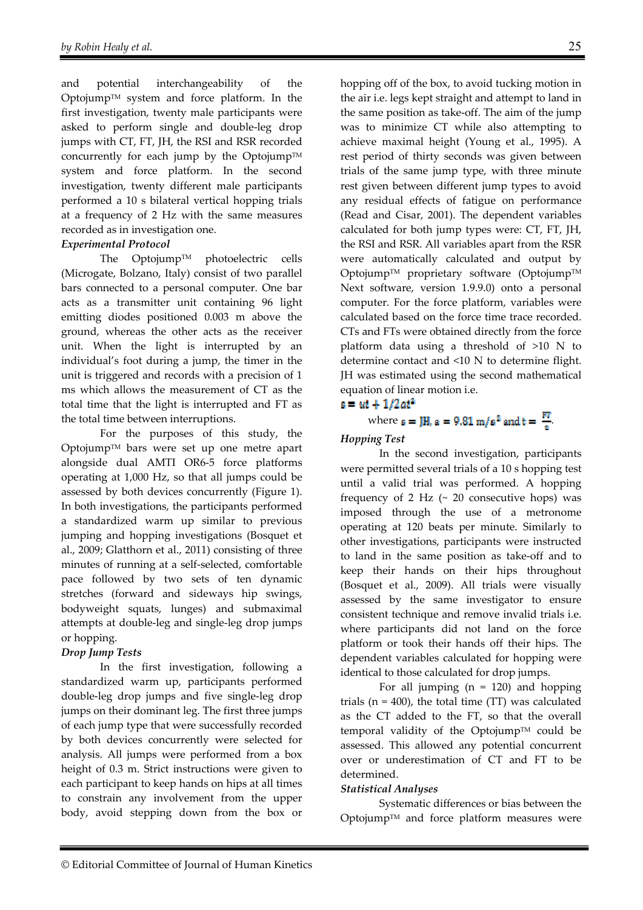and potential interchangeability of the Optojump™ system and force platform. In the first investigation, twenty male participants were asked to perform single and double-leg drop jumps with CT, FT, JH, the RSI and RSR recorded concurrently for each jump by the Optojump™ system and force platform. In the second investigation, twenty different male participants performed a 10 s bilateral vertical hopping trials at a frequency of 2 Hz with the same measures recorded as in investigation one.

### *Experimental Protocol*

The Optojump™ photoelectric cells (Microgate, Bolzano, Italy) consist of two parallel bars connected to a personal computer. One bar acts as a transmitter unit containing 96 light emitting diodes positioned 0.003 m above the ground, whereas the other acts as the receiver unit. When the light is interrupted by an individual's foot during a jump, the timer in the unit is triggered and records with a precision of 1 ms which allows the measurement of CT as the total time that the light is interrupted and FT as the total time between interruptions.

For the purposes of this study, the Optojump™ bars were set up one metre apart alongside dual AMTI OR6-5 force platforms operating at 1,000 Hz, so that all jumps could be assessed by both devices concurrently (Figure 1). In both investigations, the participants performed a standardized warm up similar to previous jumping and hopping investigations (Bosquet et al., 2009; Glatthorn et al., 2011) consisting of three minutes of running at a self-selected, comfortable pace followed by two sets of ten dynamic stretches (forward and sideways hip swings, bodyweight squats, lunges) and submaximal attempts at double-leg and single-leg drop jumps or hopping.

### *Drop Jump Tests*

In the first investigation, following a standardized warm up, participants performed double-leg drop jumps and five single-leg drop jumps on their dominant leg. The first three jumps of each jump type that were successfully recorded by both devices concurrently were selected for analysis. All jumps were performed from a box height of 0.3 m. Strict instructions were given to each participant to keep hands on hips at all times to constrain any involvement from the upper body, avoid stepping down from the box or hopping off of the box, to avoid tucking motion in the air i.e. legs kept straight and attempt to land in the same position as take-off. The aim of the jump was to minimize CT while also attempting to achieve maximal height (Young et al., 1995). A rest period of thirty seconds was given between trials of the same jump type, with three minute rest given between different jump types to avoid any residual effects of fatigue on performance (Read and Cisar, 2001). The dependent variables calculated for both jump types were: CT, FT, JH, the RSI and RSR. All variables apart from the RSR were automatically calculated and output by Optojump™ proprietary software (Optojump™ Next software, version 1.9.9.0) onto a personal computer. For the force platform, variables were calculated based on the force time trace recorded. CTs and FTs were obtained directly from the force platform data using a threshold of >10 N to determine contact and <10 N to determine flight. JH was estimated using the second mathematical equation of linear motion i.e.

$$s = ut + 1/2at^2$$

where $s = \text{JH}$, $a = 9.81\ \text{m/s}^2$ and $t = \frac{\text{FT}}{2}$.

### *Hopping Test*

In the second investigation, participants were permitted several trials of a 10 s hopping test until a valid trial was performed. A hopping frequency of 2 Hz (~ 20 consecutive hops) was imposed through the use of a metronome operating at 120 beats per minute. Similarly to other investigations, participants were instructed to land in the same position as take-off and to keep their hands on their hips throughout (Bosquet et al., 2009). All trials were visually assessed by the same investigator to ensure consistent technique and remove invalid trials i.e. where participants did not land on the force platform or took their hands off their hips. The dependent variables calculated for hopping were identical to those calculated for drop jumps.

For all jumping (n = 120) and hopping trials (n = 400), the total time (TT) was calculated as the CT added to the FT, so that the overall temporal validity of the Optojump™ could be assessed. This allowed any potential concurrent over or underestimation of CT and FT to be determined.

### *Statistical Analyses*

Systematic differences or bias between the Optojump™ and force platform measures were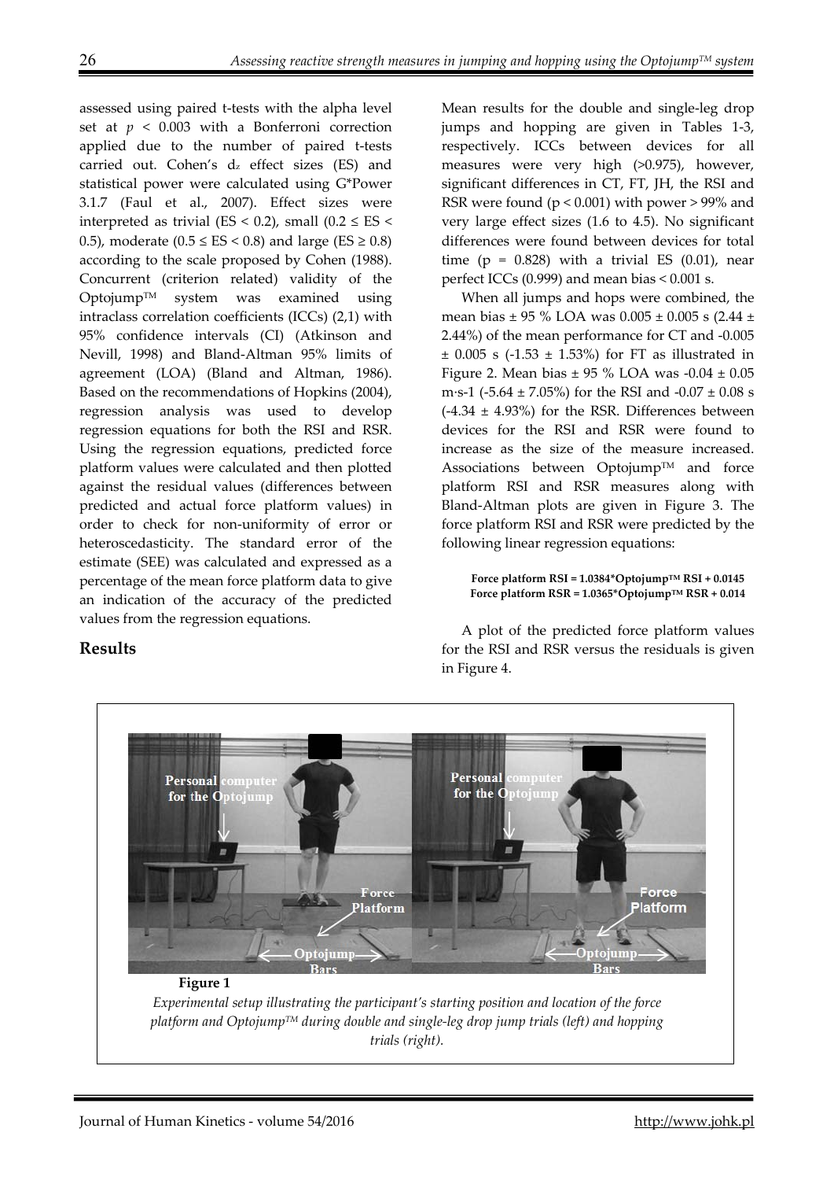assessed using paired t-tests with the alpha level set at $p < 0.003$ with a Bonferroni correction applied due to the number of paired t-tests carried out. Cohen's $d_z$ effect sizes (ES) and statistical power were calculated using G*Power 3.1.7 (Faul et al., 2007). Effect sizes were interpreted as trivial (ES < 0.2), small ($0.2 \leq$ ES < 0.5), moderate ($0.5 \leq$ ES < 0.8) and large (ES $\geq 0.8$) according to the scale proposed by Cohen (1988). Concurrent (criterion related) validity of the Optojump™ system was examined using intraclass correlation coefficients (ICCs) (2,1) with 95% confidence intervals (CI) (Atkinson and Nevill, 1998) and Bland-Altman 95% limits of agreement (LOA) (Bland and Altman, 1986). Based on the recommendations of Hopkins (2004), regression analysis was used to develop regression equations for both the RSI and RSR. Using the regression equations, predicted force platform values were calculated and then plotted against the residual values (differences between predicted and actual force platform values) in order to check for non-uniformity of error or heteroscedasticity. The standard error of the estimate (SEE) was calculated and expressed as a percentage of the mean force platform data to give an indication of the accuracy of the predicted values from the regression equations.

## Results

Mean results for the double and single-leg drop jumps and hopping are given in Tables 1-3, respectively. ICCs between devices for all measures were very high (>0.975), however, significant differences in CT, FT, JH, the RSI and RSR were found ($p < 0.001$) with power > 99% and very large effect sizes (1.6 to 4.5). No significant differences were found between devices for total time ($p = 0.828$) with a trivial ES (0.01), near perfect ICCs (0.999) and mean bias < 0.001 s.

When all jumps and hops were combined, the mean bias ± 95 % LOA was 0.005 ± 0.005 s (2.44 ± 2.44%) of the mean performance for CT and -0.005 ± 0.005 s (-1.53 ± 1.53%) for FT as illustrated in Figure 2. Mean bias ± 95 % LOA was -0.04 ± 0.05 m·s-1 (-5.64 ± 7.05%) for the RSI and -0.07 ± 0.08 s (-4.34 ± 4.93%) for the RSR. Differences between devices for the RSI and RSR were found to increase as the size of the measure increased. Associations between Optojump™ and force platform RSI and RSR measures along with Bland-Altman plots are given in Figure 3. The force platform RSI and RSR were predicted by the following linear regression equations:

**Force platform RSI = 1.0384*Optojump™ RSI + 0.0145**
**Force platform RSR = 1.0365*Optojump™ RSR + 0.014**

A plot of the predicted force platform values for the RSI and RSR versus the residuals is given in Figure 4.

**Figure 1**

*Experimental setup illustrating the participant's starting position and location of the force platform and Optojump™ during double and single-leg drop jump trials (left) and hopping trials (right).*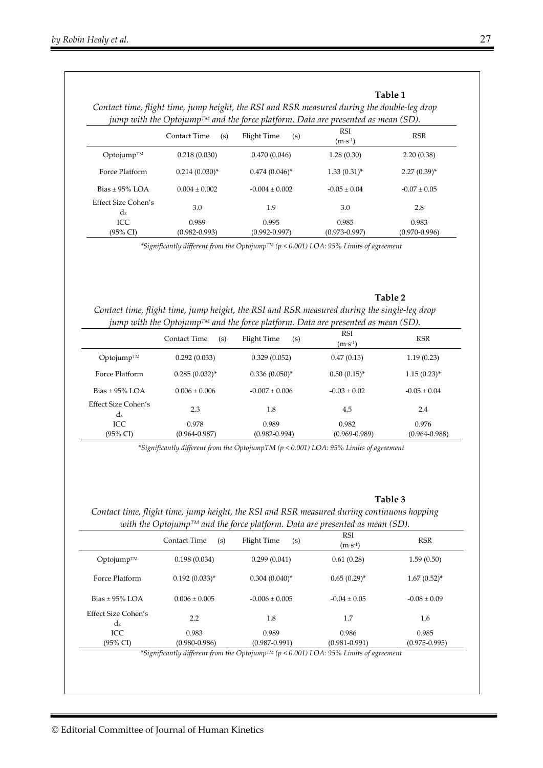**Table 1**

*Contact time, flight time, jump height, the RSI and RSR measured during the double-leg drop jump with the Optojump™ and the force platform. Data are presented as mean (SD).*

| | Contact Time (s) | Flight Time (s) | RSI ($m \cdot s^{-1}$) | RSR |
|---|---|---|---|---|
| Optojump™ | 0.218 (0.030) | 0.470 (0.046) | 1.28 (0.30) | 2.20 (0.38) |
| Force Platform | 0.214 (0.030)* | 0.474 (0.046)* | 1.33 (0.31)* | 2.27 (0.39)* |
| Bias ± 95% LOA | 0.004 ± 0.002 | -0.004 ± 0.002 | -0.05 ± 0.04 | -0.07 ± 0.05 |
| Effect Size Cohen's $d_z$ | 3.0 | 1.9 | 3.0 | 2.8 |
| ICC (95% CI) | 0.989 (0.982-0.993) | 0.995 (0.992-0.997) | 0.985 (0.973-0.997) | 0.983 (0.970-0.996) |

*\*Significantly different from the Optojump™ ($p < 0.001$) LOA: 95% Limits of agreement*

**Table 2**

*Contact time, flight time, jump height, the RSI and RSR measured during the single-leg drop jump with the Optojump™ and the force platform. Data are presented as mean (SD).*

| | Contact Time (s) | Flight Time (s) | RSI ($m \cdot s^{-1}$) | RSR |
|---|---|---|---|---|
| Optojump™ | 0.292 (0.033) | 0.329 (0.052) | 0.47 (0.15) | 1.19 (0.23) |
| Force Platform | 0.285 (0.032)* | 0.336 (0.050)* | 0.50 (0.15)* | 1.15 (0.23)* |
| Bias ± 95% LOA | 0.006 ± 0.006 | -0.007 ± 0.006 | -0.03 ± 0.02 | -0.05 ± 0.04 |
| Effect Size Cohen's $d_z$ | 2.3 | 1.8 | 4.5 | 2.4 |
| ICC (95% CI) | 0.978 (0.964-0.987) | 0.989 (0.982-0.994) | 0.982 (0.969-0.989) | 0.976 (0.964-0.988) |

*\*Significantly different from the OptojumpTM ($p < 0.001$) LOA: 95% Limits of agreement*

**Table 3**

*Contact time, flight time, jump height, the RSI and RSR measured during continuous hopping with the Optojump™ and the force platform. Data are presented as mean (SD).*

| | Contact Time (s) | Flight Time (s) | RSI ($m \cdot s^{-1}$) | RSR |
|---|---|---|---|---|
| Optojump™ | 0.198 (0.034) | 0.299 (0.041) | 0.61 (0.28) | 1.59 (0.50) |
| Force Platform | 0.192 (0.033)* | 0.304 (0.040)* | 0.65 (0.29)* | 1.67 (0.52)* |
| Bias ± 95% LOA | 0.006 ± 0.005 | -0.006 ± 0.005 | -0.04 ± 0.05 | -0.08 ± 0.09 |
| Effect Size Cohen's $d_z$ | 2.2 | 1.8 | 1.7 | 1.6 |
| ICC (95% CI) | 0.983 (0.980-0.986) | 0.989 (0.987-0.991) | 0.986 (0.981-0.991) | 0.985 (0.975-0.995) |

*\*Significantly different from the Optojump™ ($p < 0.001$) LOA: 95% Limits of agreement*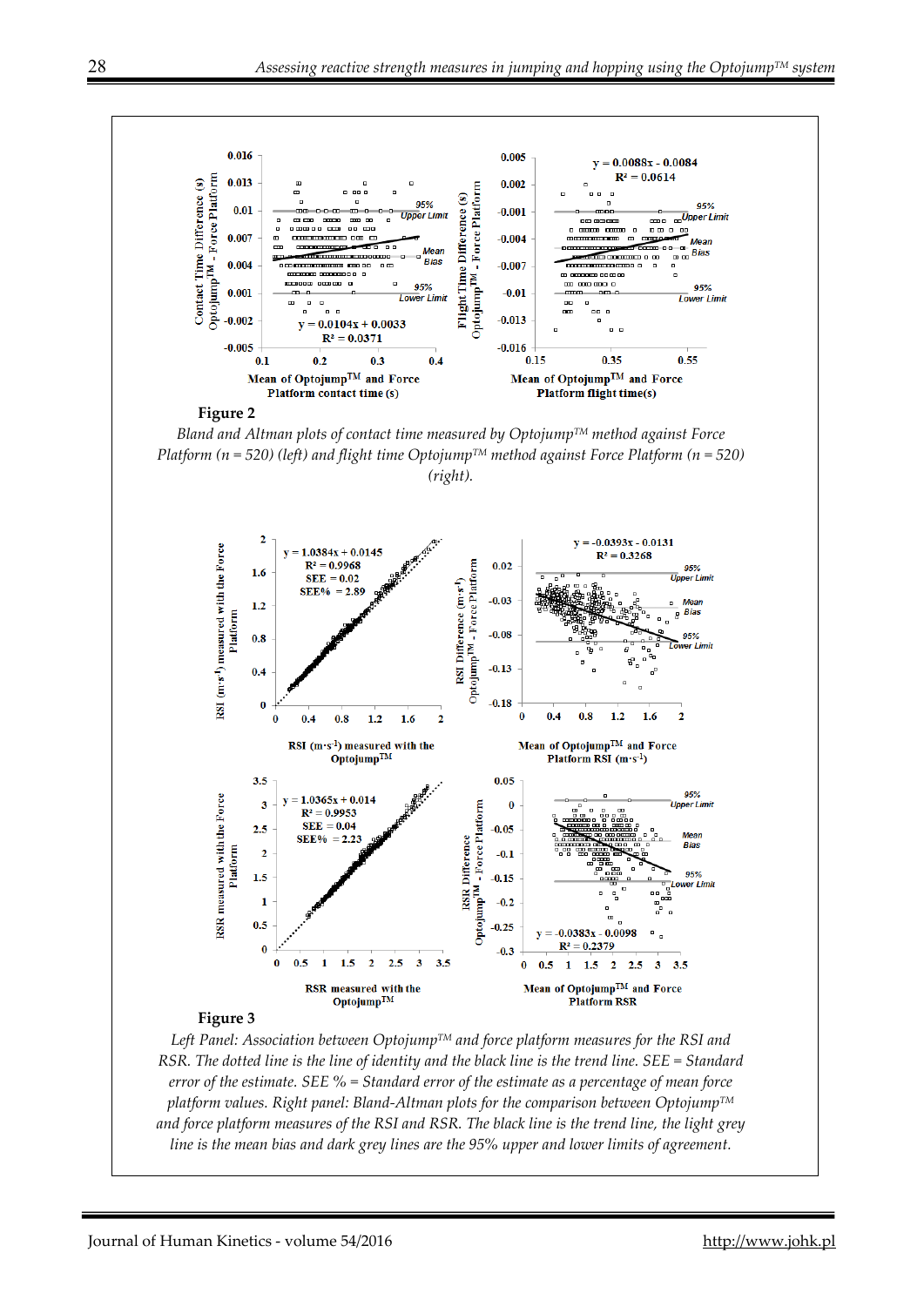**Figure 2**

*Bland and Altman plots of contact time measured by Optojump™ method against Force Platform (n = 520) (left) and flight time Optojump™ method against Force Platform (n = 520) (right).*

**Figure 3**

*Left Panel: Association between Optojump™ and force platform measures for the RSI and RSR. The dotted line is the line of identity and the black line is the trend line. SEE = Standard error of the estimate. SEE % = Standard error of the estimate as a percentage of mean force platform values. Right panel: Bland-Altman plots for the comparison between Optojump™ and force platform measures of the RSI and RSR. The black line is the trend line, the light grey line is the mean bias and dark grey lines are the 95% upper and lower limits of agreement.*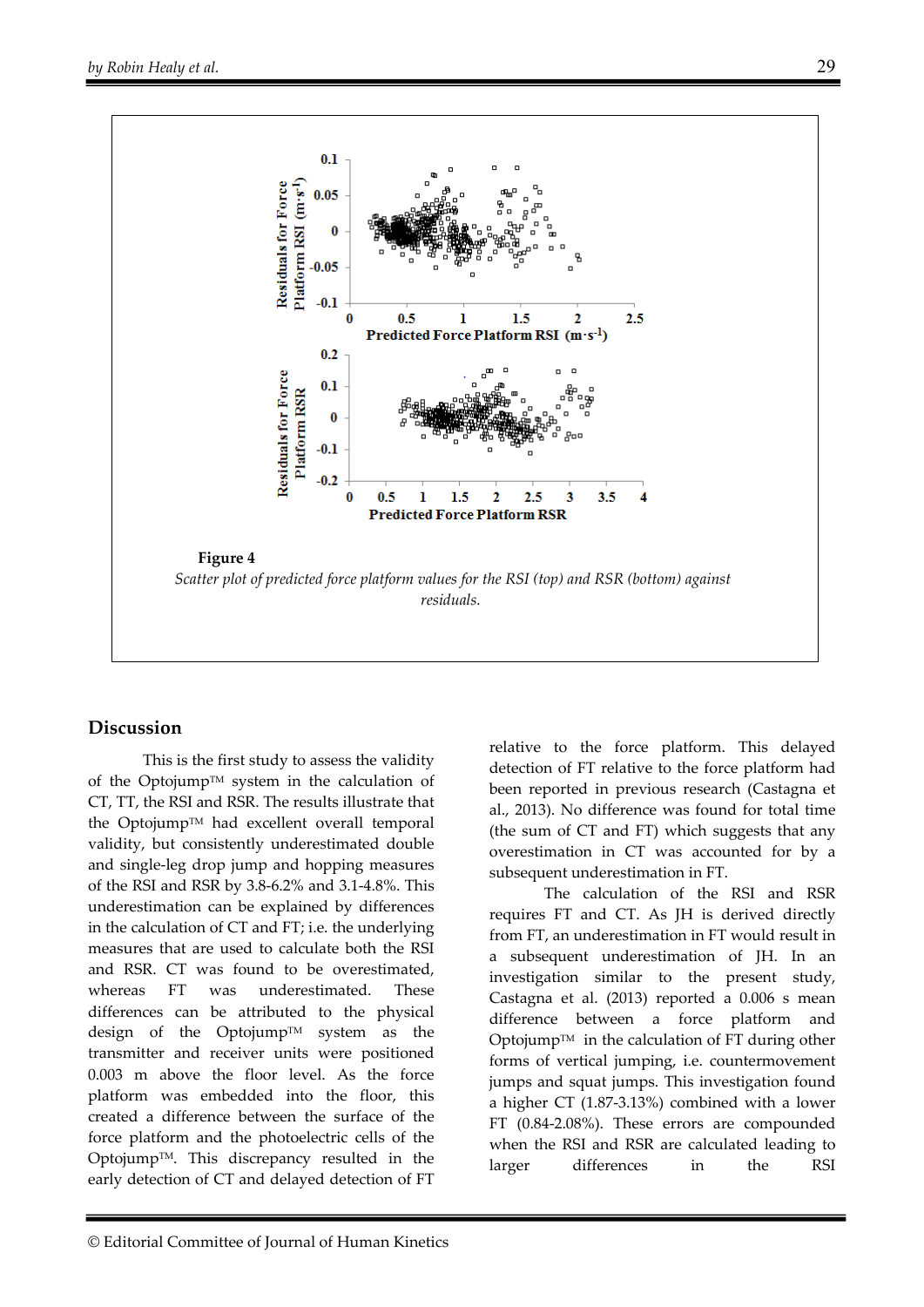**Figure 4**

*Scatter plot of predicted force platform values for the RSI (top) and RSR (bottom) against residuals.*

## Discussion

This is the first study to assess the validity of the Optojump™ system in the calculation of CT, TT, the RSI and RSR. The results illustrate that the Optojump™ had excellent overall temporal validity, but consistently underestimated double and single-leg drop jump and hopping measures of the RSI and RSR by 3.8-6.2% and 3.1-4.8%. This underestimation can be explained by differences in the calculation of CT and FT; i.e. the underlying measures that are used to calculate both the RSI and RSR. CT was found to be overestimated, whereas FT was underestimated. These differences can be attributed to the physical design of the Optojump™ system as the transmitter and receiver units were positioned 0.003 m above the floor level. As the force platform was embedded into the floor, this created a difference between the surface of the force platform and the photoelectric cells of the Optojump™. This discrepancy resulted in the early detection of CT and delayed detection of FT relative to the force platform. This delayed detection of FT relative to the force platform had been reported in previous research (Castagna et al., 2013). No difference was found for total time (the sum of CT and FT) which suggests that any overestimation in CT was accounted for by a subsequent underestimation in FT.

The calculation of the RSI and RSR requires FT and CT. As JH is derived directly from FT, an underestimation in FT would result in a subsequent underestimation of JH. In an investigation similar to the present study, Castagna et al. (2013) reported a 0.006 s mean difference between a force platform and Optojump™ in the calculation of FT during other forms of vertical jumping, i.e. countermovement jumps and squat jumps. This investigation found a higher CT (1.87-3.13%) combined with a lower FT (0.84-2.08%). These errors are compounded when the RSI and RSR are calculated leading to larger differences in the RSI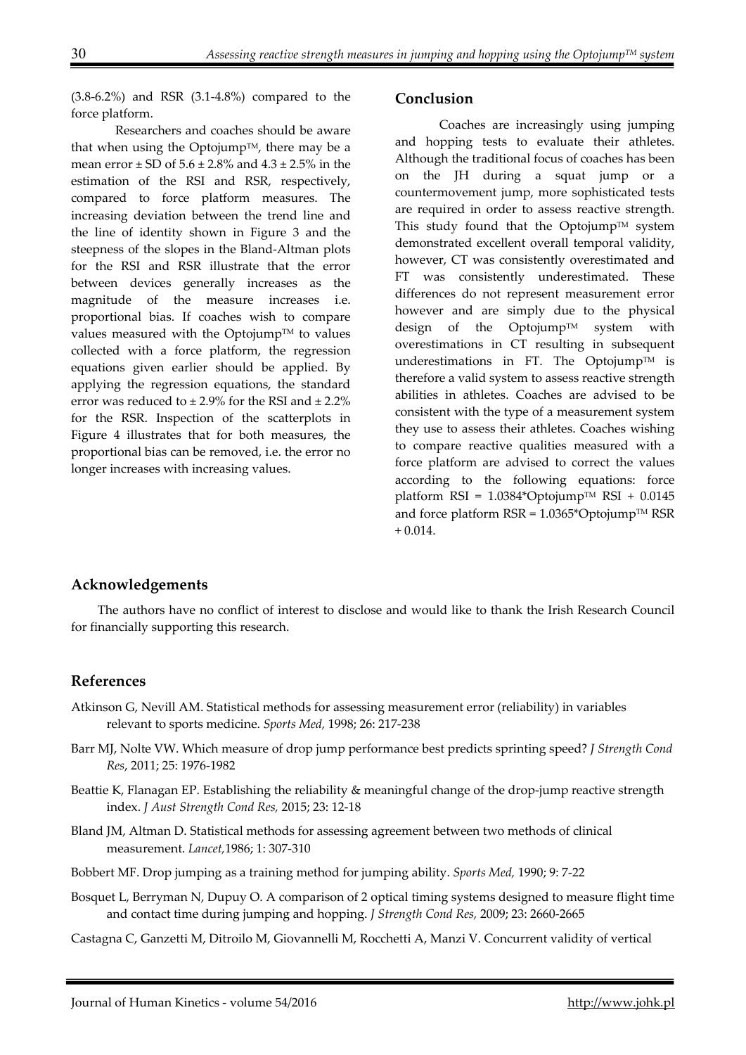(3.8-6.2%) and RSR (3.1-4.8%) compared to the force platform.

Researchers and coaches should be aware that when using the Optojump™, there may be a mean error ± SD of 5.6 ± 2.8% and 4.3 ± 2.5% in the estimation of the RSI and RSR, respectively, compared to force platform measures. The increasing deviation between the trend line and the line of identity shown in Figure 3 and the steepness of the slopes in the Bland-Altman plots for the RSI and RSR illustrate that the error between devices generally increases as the magnitude of the measure increases i.e. proportional bias. If coaches wish to compare values measured with the Optojump™ to values collected with a force platform, the regression equations given earlier should be applied. By applying the regression equations, the standard error was reduced to ± 2.9% for the RSI and ± 2.2% for the RSR. Inspection of the scatterplots in Figure 4 illustrates that for both measures, the proportional bias can be removed, i.e. the error no longer increases with increasing values.

## Conclusion

Coaches are increasingly using jumping and hopping tests to evaluate their athletes. Although the traditional focus of coaches has been on the JH during a squat jump or a countermovement jump, more sophisticated tests are required in order to assess reactive strength. This study found that the Optojump™ system demonstrated excellent overall temporal validity, however, CT was consistently overestimated and FT was consistently underestimated. These differences do not represent measurement error however and are simply due to the physical design of the Optojump™ system with overestimations in CT resulting in subsequent underestimations in FT. The Optojump™ is therefore a valid system to assess reactive strength abilities in athletes. Coaches are advised to be consistent with the type of a measurement system they use to assess their athletes. Coaches wishing to compare reactive qualities measured with a force platform are advised to correct the values according to the following equations: force platform RSI = 1.0384*Optojump™ RSI + 0.0145 and force platform RSR = 1.0365*Optojump™ RSR + 0.014.

## Acknowledgements

The authors have no conflict of interest to disclose and would like to thank the Irish Research Council for financially supporting this research.

## References

Atkinson G, Nevill AM. Statistical methods for assessing measurement error (reliability) in variables relevant to sports medicine. *Sports Med,* 1998; 26: 217-238

Barr MJ, Nolte VW. Which measure of drop jump performance best predicts sprinting speed? *J Strength Cond Res*, 2011; 25: 1976-1982

Beattie K, Flanagan EP. Establishing the reliability & meaningful change of the drop-jump reactive strength index. *J Aust Strength Cond Res,* 2015; 23: 12-18

Bland JM, Altman D. Statistical methods for assessing agreement between two methods of clinical measurement. *Lancet,*1986; 1: 307-310

Bobbert MF. Drop jumping as a training method for jumping ability. *Sports Med,* 1990; 9: 7-22

Bosquet L, Berryman N, Dupuy O. A comparison of 2 optical timing systems designed to measure flight time and contact time during jumping and hopping. *J Strength Cond Res,* 2009; 23: 2660-2665

Castagna C, Ganzetti M, Ditroilo M, Giovannelli M, Rocchetti A, Manzi V. Concurrent validity of vertical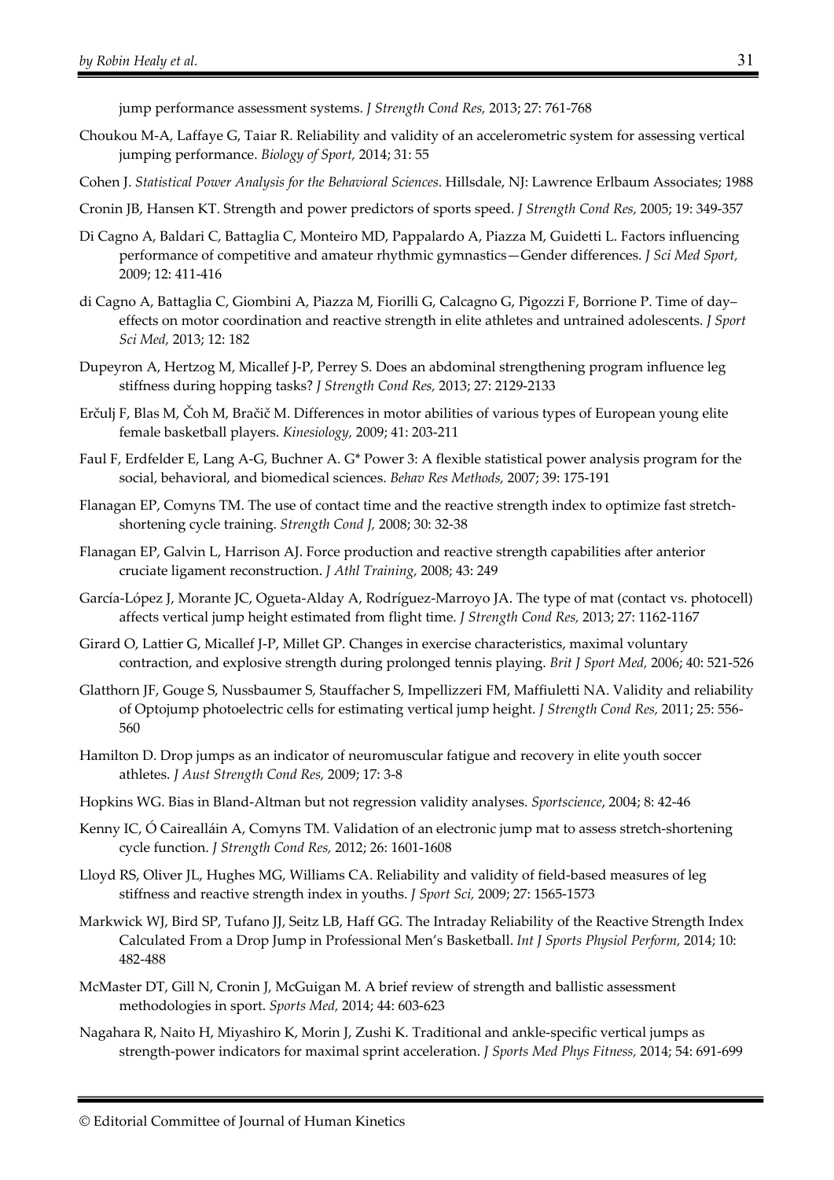jump performance assessment systems. *J Strength Cond Res,* 2013; 27: 761-768

Choukou M-A, Laffaye G, Taiar R. Reliability and validity of an accelerometric system for assessing vertical jumping performance. *Biology of Sport,* 2014; 31: 55

Cohen J. *Statistical Power Analysis for the Behavioral Sciences*. Hillsdale, NJ: Lawrence Erlbaum Associates; 1988

Cronin JB, Hansen KT. Strength and power predictors of sports speed. *J Strength Cond Res,* 2005; 19: 349-357

Di Cagno A, Baldari C, Battaglia C, Monteiro MD, Pappalardo A, Piazza M, Guidetti L. Factors influencing performance of competitive and amateur rhythmic gymnastics—Gender differences. *J Sci Med Sport,* 2009; 12: 411-416

di Cagno A, Battaglia C, Giombini A, Piazza M, Fiorilli G, Calcagno G, Pigozzi F, Borrione P. Time of day–effects on motor coordination and reactive strength in elite athletes and untrained adolescents. *J Sport Sci Med,* 2013; 12: 182

Dupeyron A, Hertzog M, Micallef J-P, Perrey S. Does an abdominal strengthening program influence leg stiffness during hopping tasks? *J Strength Cond Res,* 2013; 27: 2129-2133

Erčulj F, Blas M, Čoh M, Bračič M. Differences in motor abilities of various types of European young elite female basketball players. *Kinesiology,* 2009; 41: 203-211

Faul F, Erdfelder E, Lang A-G, Buchner A. G* Power 3: A flexible statistical power analysis program for the social, behavioral, and biomedical sciences. *Behav Res Methods,* 2007; 39: 175-191

Flanagan EP, Comyns TM. The use of contact time and the reactive strength index to optimize fast stretch-shortening cycle training. *Strength Cond J,* 2008; 30: 32-38

Flanagan EP, Galvin L, Harrison AJ. Force production and reactive strength capabilities after anterior cruciate ligament reconstruction. *J Athl Training,* 2008; 43: 249

García-López J, Morante JC, Ogueta-Alday A, Rodríguez-Marroyo JA. The type of mat (contact vs. photocell) affects vertical jump height estimated from flight time. *J Strength Cond Res,* 2013; 27: 1162-1167

Girard O, Lattier G, Micallef J-P, Millet GP. Changes in exercise characteristics, maximal voluntary contraction, and explosive strength during prolonged tennis playing. *Brit J Sport Med,* 2006; 40: 521-526

Glatthorn JF, Gouge S, Nussbaumer S, Stauffacher S, Impellizzeri FM, Maffiuletti NA. Validity and reliability of Optojump photoelectric cells for estimating vertical jump height. *J Strength Cond Res,* 2011; 25: 556-560

Hamilton D. Drop jumps as an indicator of neuromuscular fatigue and recovery in elite youth soccer athletes. *J Aust Strength Cond Res,* 2009; 17: 3-8

Hopkins WG. Bias in Bland-Altman but not regression validity analyses. *Sportscience*, 2004; 8: 42-46

Kenny IC, Ó Cairealláin A, Comyns TM. Validation of an electronic jump mat to assess stretch-shortening cycle function. *J Strength Cond Res,* 2012; 26: 1601-1608

Lloyd RS, Oliver JL, Hughes MG, Williams CA. Reliability and validity of field-based measures of leg stiffness and reactive strength index in youths. *J Sport Sci,* 2009; 27: 1565-1573

Markwick WJ, Bird SP, Tufano JJ, Seitz LB, Haff GG. The Intraday Reliability of the Reactive Strength Index Calculated From a Drop Jump in Professional Men's Basketball. *Int J Sports Physiol Perform,* 2014; 10: 482-488

McMaster DT, Gill N, Cronin J, McGuigan M. A brief review of strength and ballistic assessment methodologies in sport. *Sports Med,* 2014; 44: 603-623

Nagahara R, Naito H, Miyashiro K, Morin J, Zushi K. Traditional and ankle-specific vertical jumps as strength-power indicators for maximal sprint acceleration. *J Sports Med Phys Fitness,* 2014; 54: 691-699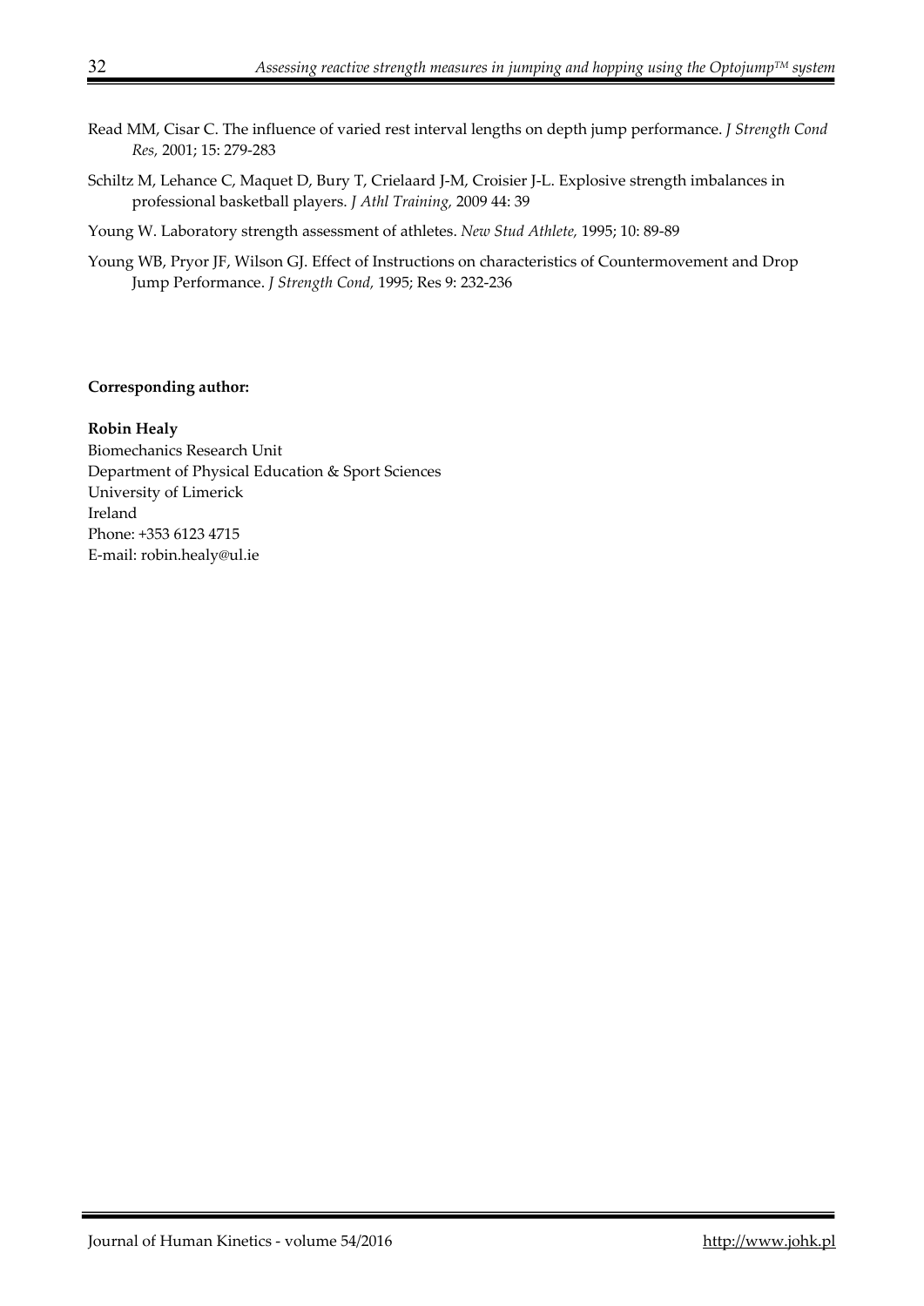Read MM, Cisar C. The influence of varied rest interval lengths on depth jump performance. *J Strength Cond Res,* 2001; 15: 279-283

Schiltz M, Lehance C, Maquet D, Bury T, Crielaard J-M, Croisier J-L. Explosive strength imbalances in professional basketball players. *J Athl Training,* 2009 44: 39

Young W. Laboratory strength assessment of athletes. *New Stud Athlete,* 1995; 10: 89-89

Young WB, Pryor JF, Wilson GJ. Effect of Instructions on characteristics of Countermovement and Drop Jump Performance. *J Strength Cond,* 1995; Res 9: 232-236

**Corresponding author:**

**Robin Healy**
Biomechanics Research Unit
Department of Physical Education & Sport Sciences
University of Limerick
Ireland
Phone: +353 6123 4715
E-mail: robin.healy@ul.ie